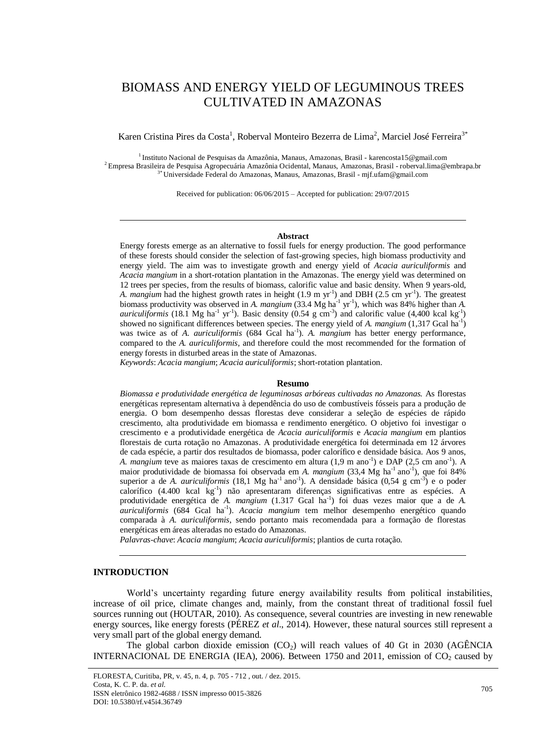# BIOMASS AND ENERGY YIELD OF LEGUMINOUS TREES CULTIVATED IN AMAZONAS

Karen Cristina Pires da Costa[1], Roberval Monteiro Bezerra de Lima[2], Marciel José Ferreira[3*]

[1] Instituto Nacional de Pesquisas da Amazônia, Manaus, Amazonas, Brasil - karencosta15@gmail.com
[2] Empresa Brasileira de Pesquisa Agropecuária Amazônia Ocidental, Manaus, Amazonas, Brasil - roberval.lima@embrapa.br
[3*] Universidade Federal do Amazonas, Manaus, Amazonas, Brasil - mjf.ufam@gmail.com

Received for publication: 06/06/2015 – Accepted for publication: 29/07/2015

### Abstract

Energy forests emerge as an alternative to fossil fuels for energy production. The good performance of these forests should consider the selection of fast-growing species, high biomass productivity and energy yield. The aim was to investigate growth and energy yield of *Acacia auriculiformis* and *Acacia mangium* in a short-rotation plantation in the Amazonas. The energy yield was determined on 12 trees per species, from the results of biomass, calorific value and basic density. When 9 years-old, *A. mangium* had the highest growth rates in height (1.9 m $yr^{-1}$) and DBH (2.5 cm $yr^{-1}$). The greatest biomass productivity was observed in *A. mangium* (33.4 Mg $ha^{-1}$ $yr^{-1}$), which was 84% higher than *A. auriculiformis* (18.1 Mg $ha^{-1}$ $yr^{-1}$). Basic density (0.54 g $cm^{-3}$) and calorific value (4,400 kcal $kg^{-1}$) showed no significant differences between species. The energy yield of *A. mangium* (1,317 Gcal $ha^{-1}$) was twice as of *A. auriculiformis* (684 Gcal $ha^{-1}$). *A. mangium* has better energy performance, compared to the *A. auriculiformis*, and therefore could the most recommended for the formation of energy forests in disturbed areas in the state of Amazonas.

*Keywords*: *Acacia mangium*; *Acacia auriculiformis*; short-rotation plantation.

### Resumo

*Biomassa e produtividade energética de leguminosas arbóreas cultivadas no Amazonas.* As florestas energéticas representam alternativa à dependência do uso de combustíveis fósseis para a produção de energia. O bom desempenho dessas florestas deve considerar a seleção de espécies de rápido crescimento, alta produtividade em biomassa e rendimento energético. O objetivo foi investigar o crescimento e a produtividade energética de *Acacia auriculiformis* e *Acacia mangium* em plantios florestais de curta rotação no Amazonas. A produtividade energética foi determinada em 12 árvores de cada espécie, a partir dos resultados de biomassa, poder calorífico e densidade básica. Aos 9 anos, *A. mangium* teve as maiores taxas de crescimento em altura (1,9 m $ano^{-1}$) e DAP (2,5 cm $ano^{-1}$). A maior produtividade de biomassa foi observada em *A. mangium* (33,4 Mg $ha^{-1}$ $ano^{-1}$), que foi 84% superior a de *A. auriculiformis* (18,1 Mg $ha^{-1}$ $ano^{-1}$). A densidade básica (0,54 g $cm^{-3}$) e o poder calorífico (4.400 kcal $kg^{-1}$) não apresentaram diferenças significativas entre as espécies. A produtividade energética de *A. mangium* (1.317 Gcal $ha^{-1}$) foi duas vezes maior que a de *A. auriculiformis* (684 Gcal $ha^{-1}$). *Acacia mangium* tem melhor desempenho energético quando comparada à *A. auriculiformis*, sendo portanto mais recomendada para a formação de florestas energéticas em áreas alteradas no estado do Amazonas.

*Palavras-chave*: *Acacia mangium*; *Acacia auriculiformis*; plantios de curta rotação.

## INTRODUCTION

World's uncertainty regarding future energy availability results from political instabilities, increase of oil price, climate changes and, mainly, from the constant threat of traditional fossil fuel sources running out (HOUTAR, 2010). As consequence, several countries are investing in new renewable energy sources, like energy forests (PÉREZ *et al*., 2014). However, these natural sources still represent a very small part of the global energy demand.

The global carbon dioxide emission ($CO_2$) will reach values of 40 Gt in 2030 (AGÊNCIA INTERNACIONAL DE ENERGIA (IEA), 2006). Between 1750 and 2011, emission of $CO_2$ caused by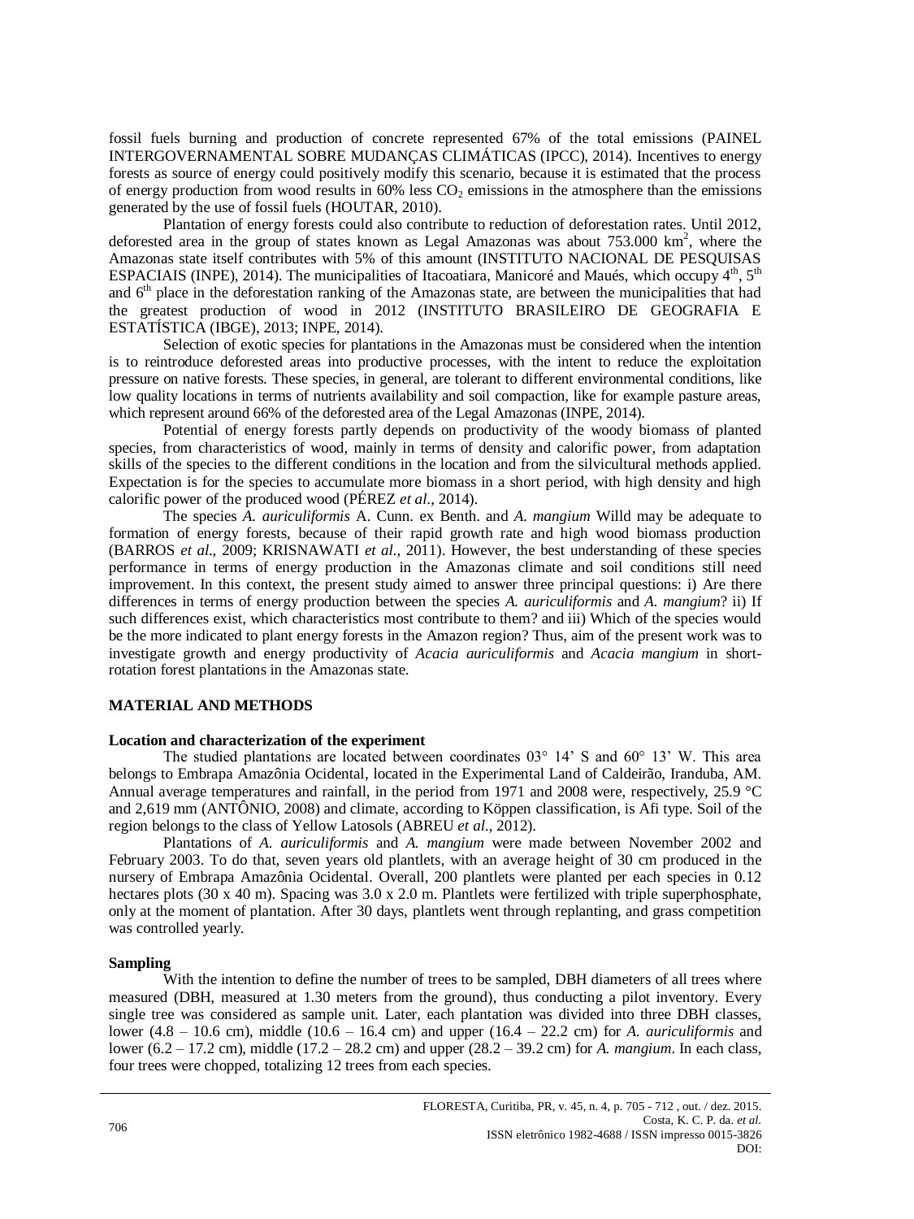fossil fuels burning and production of concrete represented 67% of the total emissions (PAINEL INTERGOVERNAMENTAL SOBRE MUDANÇAS CLIMÁTICAS (IPCC), 2014). Incentives to energy forests as source of energy could positively modify this scenario, because it is estimated that the process of energy production from wood results in 60% less $CO_2$ emissions in the atmosphere than the emissions generated by the use of fossil fuels (HOUTAR, 2010).

Plantation of energy forests could also contribute to reduction of deforestation rates. Until 2012, deforested area in the group of states known as Legal Amazonas was about 753.000 km$^2$, where the Amazonas state itself contributes with 5% of this amount (INSTITUTO NACIONAL DE PESQUISAS ESPACIAIS (INPE), 2014). The municipalities of Itacoatiara, Manicoré and Maués, which occupy 4$^{th}$, 5$^{th}$ and 6$^{th}$ place in the deforestation ranking of the Amazonas state, are between the municipalities that had the greatest production of wood in 2012 (INSTITUTO BRASILEIRO DE GEOGRAFIA E ESTATÍSTICA (IBGE), 2013; INPE, 2014).

Selection of exotic species for plantations in the Amazonas must be considered when the intention is to reintroduce deforested areas into productive processes, with the intent to reduce the exploitation pressure on native forests. These species, in general, are tolerant to different environmental conditions, like low quality locations in terms of nutrients availability and soil compaction, like for example pasture areas, which represent around 66% of the deforested area of the Legal Amazonas (INPE, 2014).

Potential of energy forests partly depends on productivity of the woody biomass of planted species, from characteristics of wood, mainly in terms of density and calorific power, from adaptation skills of the species to the different conditions in the location and from the silvicultural methods applied. Expectation is for the species to accumulate more biomass in a short period, with high density and high calorific power of the produced wood (PÉREZ *et al*., 2014).

The species *A. auriculiformis* A. Cunn. ex Benth. and *A. mangium* Willd may be adequate to formation of energy forests, because of their rapid growth rate and high wood biomass production (BARROS *et al*., 2009; KRISNAWATI *et al*., 2011). However, the best understanding of these species performance in terms of energy production in the Amazonas climate and soil conditions still need improvement. In this context, the present study aimed to answer three principal questions: i) Are there differences in terms of energy production between the species *A. auriculiformis* and *A. mangium*? ii) If such differences exist, which characteristics most contribute to them? and iii) Which of the species would be the more indicated to plant energy forests in the Amazon region? Thus, aim of the present work was to investigate growth and energy productivity of *Acacia auriculiformis* and *Acacia mangium* in short-rotation forest plantations in the Amazonas state.

## MATERIAL AND METHODS

### Location and characterization of the experiment

The studied plantations are located between coordinates 03° 14' S and 60° 13' W. This area belongs to Embrapa Amazônia Ocidental, located in the Experimental Land of Caldeirão, Iranduba, AM. Annual average temperatures and rainfall, in the period from 1971 and 2008 were, respectively, 25.9 °C and 2,619 mm (ANTÔNIO, 2008) and climate, according to Köppen classification, is Afi type. Soil of the region belongs to the class of Yellow Latosols (ABREU *et al*., 2012).

Plantations of *A. auriculiformis* and *A. mangium* were made between November 2002 and February 2003. To do that, seven years old plantlets, with an average height of 30 cm produced in the nursery of Embrapa Amazônia Ocidental. Overall, 200 plantlets were planted per each species in 0.12 hectares plots (30 x 40 m). Spacing was 3.0 x 2.0 m. Plantlets were fertilized with triple superphosphate, only at the moment of plantation. After 30 days, plantlets went through replanting, and grass competition was controlled yearly.

### Sampling

With the intention to define the number of trees to be sampled, DBH diameters of all trees where measured (DBH, measured at 1.30 meters from the ground), thus conducting a pilot inventory. Every single tree was considered as sample unit. Later, each plantation was divided into three DBH classes, lower (4.8 – 10.6 cm), middle (10.6 – 16.4 cm) and upper (16.4 – 22.2 cm) for *A. auriculiformis* and lower (6.2 – 17.2 cm), middle (17.2 – 28.2 cm) and upper (28.2 – 39.2 cm) for *A. mangium*. In each class, four trees were chopped, totalizing 12 trees from each species.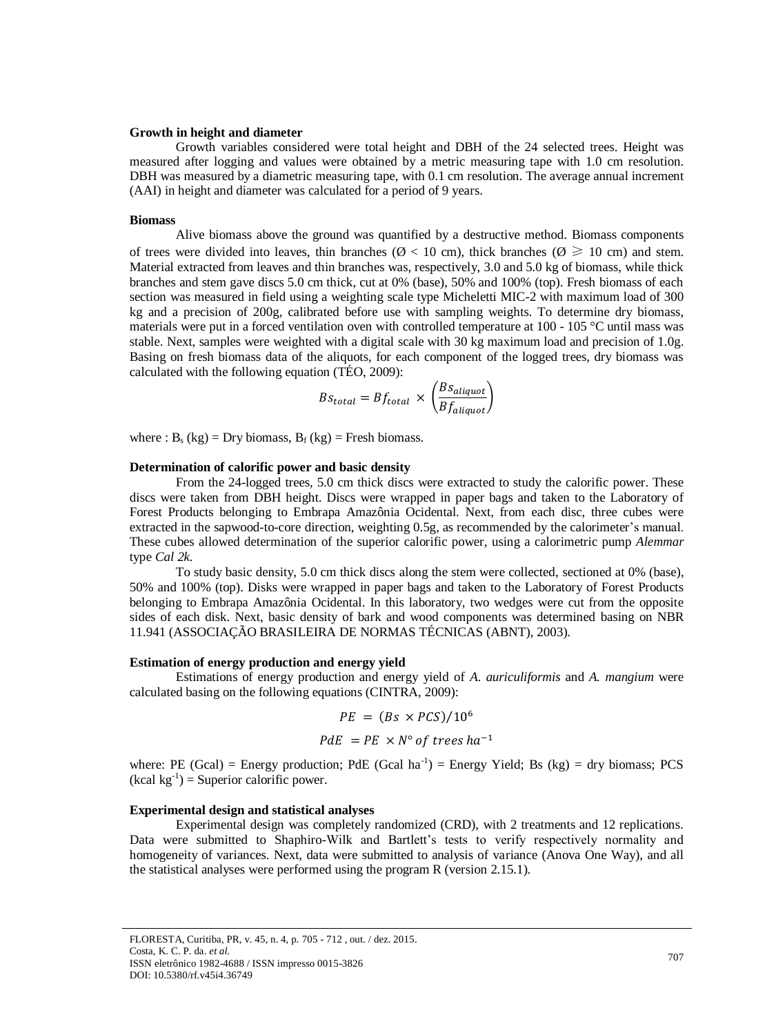**Growth in height and diameter**

Growth variables considered were total height and DBH of the 24 selected trees. Height was measured after logging and values were obtained by a metric measuring tape with 1.0 cm resolution. DBH was measured by a diametric measuring tape, with 0.1 cm resolution. The average annual increment (AAI) in height and diameter was calculated for a period of 9 years.

**Biomass**

Alive biomass above the ground was quantified by a destructive method. Biomass components of trees were divided into leaves, thin branches (Ø < 10 cm), thick branches (Ø ⩾ 10 cm) and stem. Material extracted from leaves and thin branches was, respectively, 3.0 and 5.0 kg of biomass, while thick branches and stem gave discs 5.0 cm thick, cut at 0% (base), 50% and 100% (top). Fresh biomass of each section was measured in field using a weighting scale type Micheletti MIC-2 with maximum load of 300 kg and a precision of 200g, calibrated before use with sampling weights. To determine dry biomass, materials were put in a forced ventilation oven with controlled temperature at 100 - 105 °C until mass was stable. Next, samples were weighted with a digital scale with 30 kg maximum load and precision of 1.0g. Basing on fresh biomass data of the aliquots, for each component of the logged trees, dry biomass was calculated with the following equation (TÉO, 2009):

$$Bs_{total} = Bf_{total} \times \left(\frac{Bs_{aliquot}}{Bf_{aliquot}}\right)$$

where : $B_s$ (kg) = Dry biomass, $B_f$ (kg) = Fresh biomass.

**Determination of calorific power and basic density**

From the 24-logged trees, 5.0 cm thick discs were extracted to study the calorific power. These discs were taken from DBH height. Discs were wrapped in paper bags and taken to the Laboratory of Forest Products belonging to Embrapa Amazônia Ocidental. Next, from each disc, three cubes were extracted in the sapwood-to-core direction, weighting 0.5g, as recommended by the calorimeter's manual. These cubes allowed determination of the superior calorific power, using a calorimetric pump *Alemmar* type *Cal 2k*.

To study basic density, 5.0 cm thick discs along the stem were collected, sectioned at 0% (base), 50% and 100% (top). Disks were wrapped in paper bags and taken to the Laboratory of Forest Products belonging to Embrapa Amazônia Ocidental. In this laboratory, two wedges were cut from the opposite sides of each disk. Next, basic density of bark and wood components was determined basing on NBR 11.941 (ASSOCIAÇÃO BRASILEIRA DE NORMAS TÉCNICAS (ABNT), 2003).

**Estimation of energy production and energy yield**

Estimations of energy production and energy yield of *A. auriculiformis* and *A. mangium* were calculated basing on the following equations (CINTRA, 2009):

$$PE = (Bs \times PCS)/10^6$$

$$PdE = PE \times N° \; of \; trees \; ha^{-1}$$

where: PE (Gcal) = Energy production; PdE (Gcal $ha^{-1}$) = Energy Yield; Bs (kg) = dry biomass; PCS (kcal $kg^{-1}$) = Superior calorific power.

**Experimental design and statistical analyses**

Experimental design was completely randomized (CRD), with 2 treatments and 12 replications. Data were submitted to Shaphiro-Wilk and Bartlett's tests to verify respectively normality and homogeneity of variances. Next, data were submitted to analysis of variance (Anova One Way), and all the statistical analyses were performed using the program R (version 2.15.1).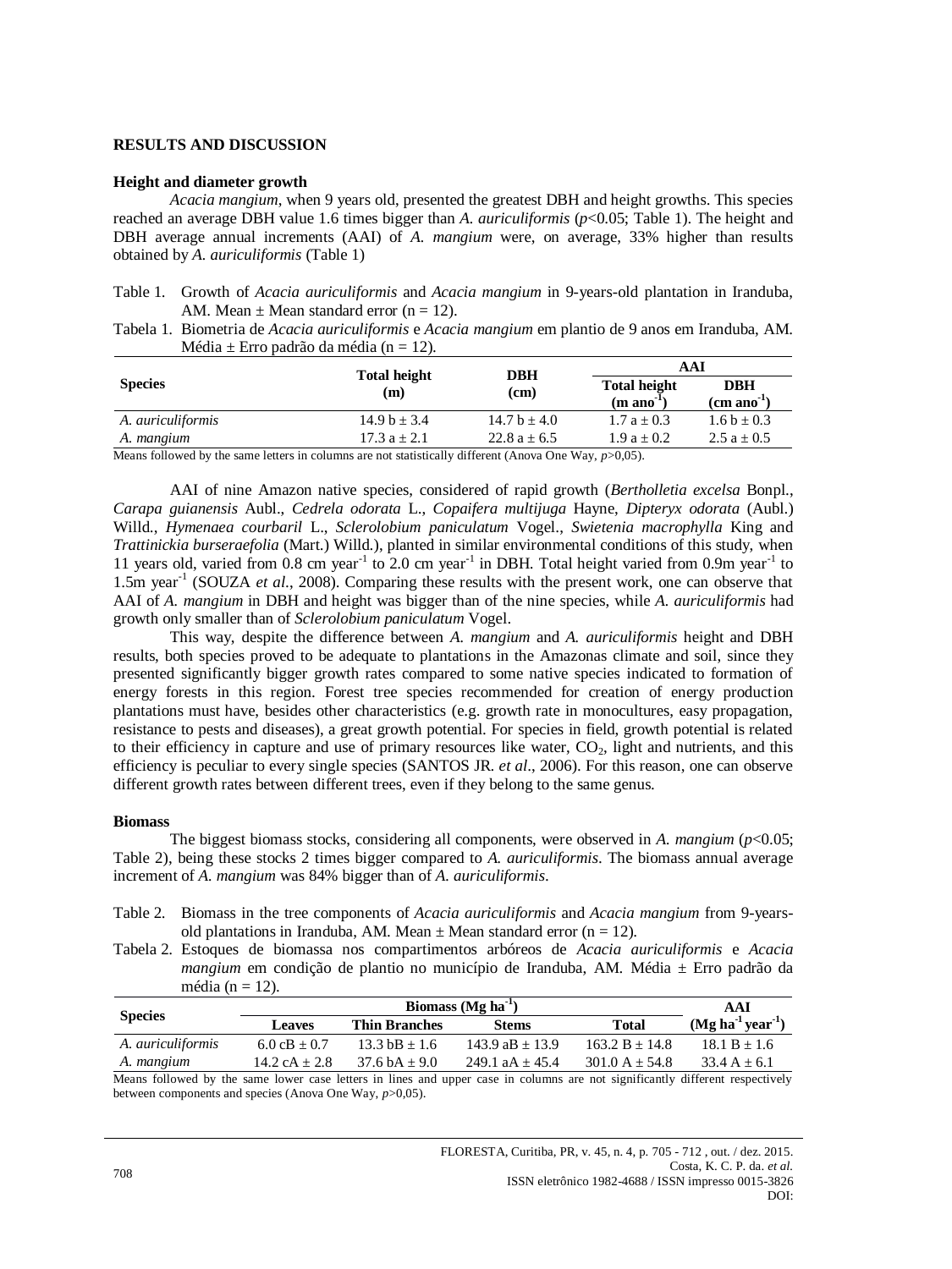## RESULTS AND DISCUSSION

### Height and diameter growth

*Acacia mangium*, when 9 years old, presented the greatest DBH and height growths. This species reached an average DBH value 1.6 times bigger than *A. auriculiformis* ($p$<0.05; Table 1). The height and DBH average annual increments (AAI) of *A. mangium* were, on average, 33% higher than results obtained by *A. auriculiformis* (Table 1)

Table 1. Growth of *Acacia auriculiformis* and *Acacia mangium* in 9-years-old plantation in Iranduba, AM. Mean ± Mean standard error (n = 12).

Tabela 1. Biometria de *Acacia auriculiformis* e *Acacia mangium* em plantio de 9 anos em Iranduba, AM. Média ± Erro padrão da média (n = 12).

| Species | Total height (m) | DBH (cm) | AAI | |
|---|---|---|---|---|
| | | | Total height (m ano$^{-1}$) | DBH (cm ano$^{-1}$) |
| *A. auriculiformis* | 14.9 b ± 3.4 | 14.7 b ± 4.0 | 1.7 a ± 0.3 | 1.6 b ± 0.3 |
| *A. mangium* | 17.3 a ± 2.1 | 22.8 a ± 6.5 | 1.9 a ± 0.2 | 2.5 a ± 0.5 |

Means followed by the same letters in columns are not statistically different (Anova One Way, $p$>0,05).

AAI of nine Amazon native species, considered of rapid growth (*Bertholletia excelsa* Bonpl., *Carapa guianensis* Aubl., *Cedrela odorata* L., *Copaifera multijuga* Hayne, *Dipteryx odorata* (Aubl.) Willd., *Hymenaea courbaril* L., *Sclerolobium paniculatum* Vogel., *Swietenia macrophylla* King and *Trattinickia burseraefolia* (Mart.) Willd.), planted in similar environmental conditions of this study, when 11 years old, varied from 0.8 cm year$^{-1}$ to 2.0 cm year$^{-1}$ in DBH. Total height varied from 0.9m year$^{-1}$ to 1.5m year$^{-1}$ (SOUZA *et al*., 2008). Comparing these results with the present work, one can observe that AAI of *A. mangium* in DBH and height was bigger than of the nine species, while *A. auriculiformis* had growth only smaller than of *Sclerolobium paniculatum* Vogel.

This way, despite the difference between *A. mangium* and *A. auriculiformis* height and DBH results, both species proved to be adequate to plantations in the Amazonas climate and soil, since they presented significantly bigger growth rates compared to some native species indicated to formation of energy forests in this region. Forest tree species recommended for creation of energy production plantations must have, besides other characteristics (e.g. growth rate in monocultures, easy propagation, resistance to pests and diseases), a great growth potential. For species in field, growth potential is related to their efficiency in capture and use of primary resources like water, $CO_2$, light and nutrients, and this efficiency is peculiar to every single species (SANTOS JR. *et al*., 2006). For this reason, one can observe different growth rates between different trees, even if they belong to the same genus.

### Biomass

The biggest biomass stocks, considering all components, were observed in *A. mangium* ($p$<0.05; Table 2), being these stocks 2 times bigger compared to *A. auriculiformis*. The biomass annual average increment of *A. mangium* was 84% bigger than of *A. auriculiformis*.

Table 2. Biomass in the tree components of *Acacia auriculiformis* and *Acacia mangium* from 9-years-old plantations in Iranduba, AM. Mean ± Mean standard error (n = 12).

Tabela 2. Estoques de biomassa nos compartimentos arbóreos de *Acacia auriculiformis* e *Acacia mangium* em condição de plantio no município de Iranduba, AM. Média ± Erro padrão da média (n = 12).

| Species | Biomass (Mg ha$^{-1}$) | | | | AAI |
|---|---|---|---|---|---|
| | Leaves | Thin Branches | Stems | Total | (Mg ha$^{-1}$ year$^{-1}$) |
| *A. auriculiformis* | 6.0 cB ± 0.7 | 13.3 bB ± 1.6 | 143.9 aB ± 13.9 | 163.2 B ± 14.8 | 18.1 B ± 1.6 |
| *A. mangium* | 14.2 cA ± 2.8 | 37.6 bA ± 9.0 | 249.1 aA ± 45.4 | 301.0 A ± 54.8 | 33.4 A ± 6.1 |

Means followed by the same lower case letters in lines and upper case in columns are not significantly different respectively between components and species (Anova One Way, $p$>0,05).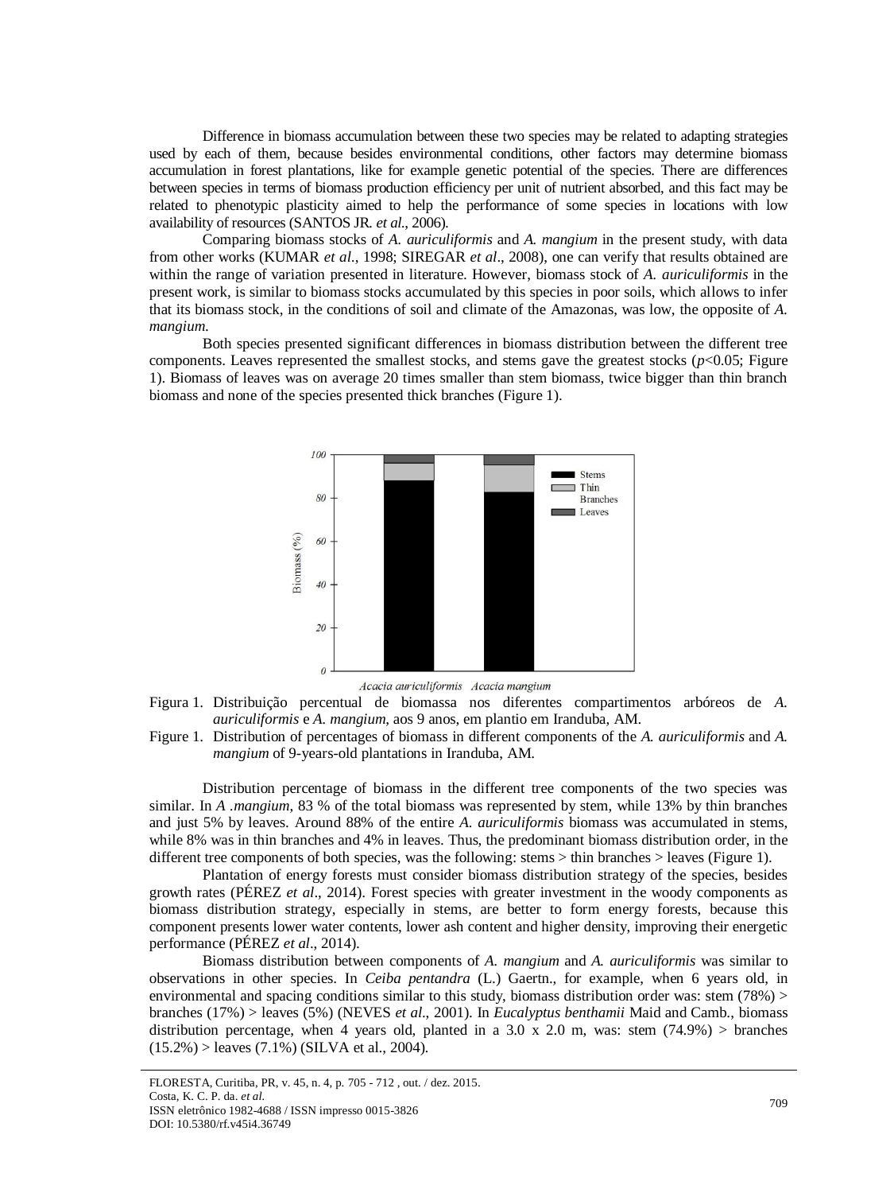Difference in biomass accumulation between these two species may be related to adapting strategies used by each of them, because besides environmental conditions, other factors may determine biomass accumulation in forest plantations, like for example genetic potential of the species. There are differences between species in terms of biomass production efficiency per unit of nutrient absorbed, and this fact may be related to phenotypic plasticity aimed to help the performance of some species in locations with low availability of resources (SANTOS JR. *et al*., 2006).

Comparing biomass stocks of *A. auriculiformis* and *A. mangium* in the present study, with data from other works (KUMAR *et al*., 1998; SIREGAR *et al*., 2008), one can verify that results obtained are within the range of variation presented in literature. However, biomass stock of *A. auriculiformis* in the present work, is similar to biomass stocks accumulated by this species in poor soils, which allows to infer that its biomass stock, in the conditions of soil and climate of the Amazonas, was low, the opposite of *A. mangium*.

Both species presented significant differences in biomass distribution between the different tree components. Leaves represented the smallest stocks, and stems gave the greatest stocks ($p<0.05$; Figure 1). Biomass of leaves was on average 20 times smaller than stem biomass, twice bigger than thin branch biomass and none of the species presented thick branches (Figure 1).

Figura 1. Distribuição percentual de biomassa nos diferentes compartimentos arbóreos de *A. auriculiformis* e *A. mangium*, aos 9 anos, em plantio em Iranduba, AM.

Figure 1. Distribution of percentages of biomass in different components of the *A. auriculiformis* and *A. mangium* of 9-years-old plantations in Iranduba, AM.

Distribution percentage of biomass in the different tree components of the two species was similar. In *A .mangium*, 83 % of the total biomass was represented by stem, while 13% by thin branches and just 5% by leaves. Around 88% of the entire *A. auriculiformis* biomass was accumulated in stems, while 8% was in thin branches and 4% in leaves. Thus, the predominant biomass distribution order, in the different tree components of both species, was the following: stems > thin branches > leaves (Figure 1).

Plantation of energy forests must consider biomass distribution strategy of the species, besides growth rates (PÉREZ *et al*., 2014). Forest species with greater investment in the woody components as biomass distribution strategy, especially in stems, are better to form energy forests, because this component presents lower water contents, lower ash content and higher density, improving their energetic performance (PÉREZ *et al*., 2014).

Biomass distribution between components of *A. mangium* and *A. auriculiformis* was similar to observations in other species. In *Ceiba pentandra* (L.) Gaertn., for example, when 6 years old, in environmental and spacing conditions similar to this study, biomass distribution order was: stem (78%) > branches (17%) > leaves (5%) (NEVES *et al*., 2001). In *Eucalyptus benthamii* Maid and Camb., biomass distribution percentage, when 4 years old, planted in a 3.0 x 2.0 m, was: stem (74.9%) > branches (15.2%) > leaves (7.1%) (SILVA et al., 2004).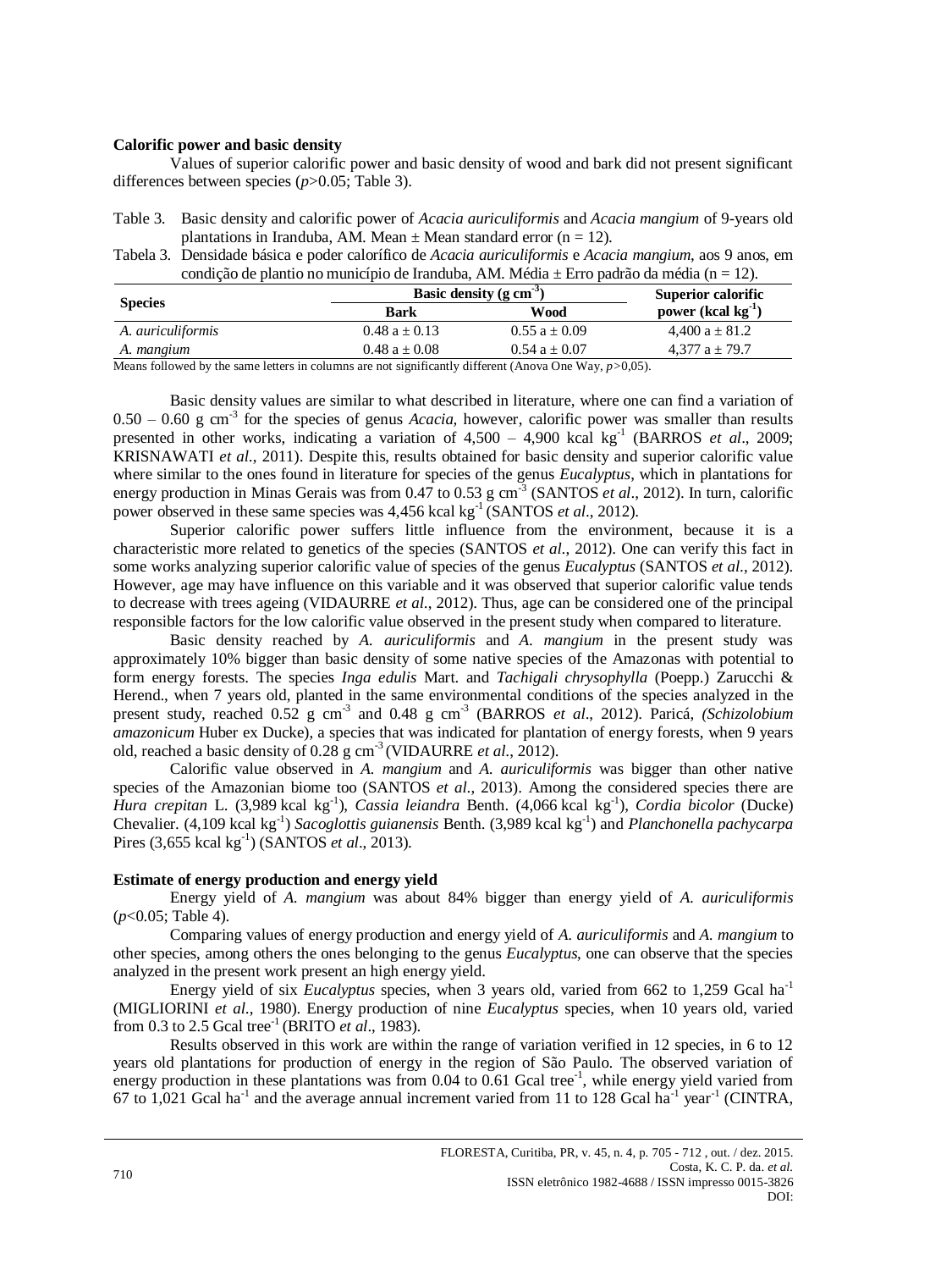**Calorific power and basic density**

Values of superior calorific power and basic density of wood and bark did not present significant differences between species ($p$>0.05; Table 3).

Table 3. Basic density and calorific power of *Acacia auriculiformis* and *Acacia mangium* of 9-years old plantations in Iranduba, AM. Mean ± Mean standard error (n = 12).

Tabela 3. Densidade básica e poder calorífico de *Acacia auriculiformis* e *Acacia mangium*, aos 9 anos, em condição de plantio no município de Iranduba, AM. Média ± Erro padrão da média (n = 12).

| Species | Basic density (g cm$^{-3}$) | | Superior calorific power (kcal kg$^{-1}$) |
|---|---|---|---|
| | Bark | Wood | |
| *A. auriculiformis* | 0.48 a ± 0.13 | 0.55 a ± 0.09 | 4,400 a ± 81.2 |
| *A. mangium* | 0.48 a ± 0.08 | 0.54 a ± 0.07 | 4,377 a ± 79.7 |

Means followed by the same letters in columns are not significantly different (Anova One Way, $p$>0,05).

Basic density values are similar to what described in literature, where one can find a variation of 0.50 – 0.60 g cm$^{-3}$ for the species of genus *Acacia,* however, calorific power was smaller than results presented in other works, indicating a variation of 4,500 – 4,900 kcal kg$^{-1}$ (BARROS *et al*., 2009; KRISNAWATI *et al.,* 2011). Despite this, results obtained for basic density and superior calorific value where similar to the ones found in literature for species of the genus *Eucalyptus*, which in plantations for energy production in Minas Gerais was from 0.47 to 0.53 g cm$^{-3}$ (SANTOS *et al*., 2012). In turn, calorific power observed in these same species was 4,456 kcal kg$^{-1}$ (SANTOS *et al*., 2012).

Superior calorific power suffers little influence from the environment, because it is a characteristic more related to genetics of the species (SANTOS *et al*., 2012). One can verify this fact in some works analyzing superior calorific value of species of the genus *Eucalyptus* (SANTOS *et al.*, 2012). However, age may have influence on this variable and it was observed that superior calorific value tends to decrease with trees ageing (VIDAURRE *et al.*, 2012). Thus, age can be considered one of the principal responsible factors for the low calorific value observed in the present study when compared to literature.

Basic density reached by *A. auriculiformis* and *A. mangium* in the present study was approximately 10% bigger than basic density of some native species of the Amazonas with potential to form energy forests. The species *Inga edulis* Mart. and *Tachigali chrysophylla* (Poepp.) Zarucchi & Herend., when 7 years old, planted in the same environmental conditions of the species analyzed in the present study, reached 0.52 g cm$^{-3}$ and 0.48 g cm$^{-3}$ (BARROS *et al*., 2012). Paricá, *(Schizolobium amazonicum* Huber ex Ducke), a species that was indicated for plantation of energy forests, when 9 years old, reached a basic density of 0.28 g cm$^{-3}$ (VIDAURRE *et al.*, 2012).

Calorific value observed in *A. mangium* and *A. auriculiformis* was bigger than other native species of the Amazonian biome too (SANTOS *et al*., 2013). Among the considered species there are *Hura crepitan* L. (3,989 kcal kg$^{-1}$), *Cassia leiandra* Benth. (4,066 kcal kg$^{-1}$), *Cordia bicolor* (Ducke) Chevalier. (4,109 kcal kg$^{-1}$) *Sacoglottis guianensis* Benth. (3,989 kcal kg$^{-1}$) and *Planchonella pachycarpa* Pires (3,655 kcal kg$^{-1}$) (SANTOS *et al*., 2013).

**Estimate of energy production and energy yield**

Energy yield of *A. mangium* was about 84% bigger than energy yield of *A. auriculiformis* ($p$<0.05; Table 4).

Comparing values of energy production and energy yield of *A. auriculiformis* and *A. mangium* to other species, among others the ones belonging to the genus *Eucalyptus*, one can observe that the species analyzed in the present work present an high energy yield.

Energy yield of six *Eucalyptus* species, when 3 years old, varied from 662 to 1,259 Gcal ha$^{-1}$ (MIGLIORINI *et al*., 1980). Energy production of nine *Eucalyptus* species, when 10 years old, varied from 0.3 to 2.5 Gcal tree$^{-1}$ (BRITO *et al*., 1983).

Results observed in this work are within the range of variation verified in 12 species, in 6 to 12 years old plantations for production of energy in the region of São Paulo. The observed variation of energy production in these plantations was from 0.04 to 0.61 Gcal tree$^{-1}$, while energy yield varied from 67 to 1,021 Gcal ha$^{-1}$ and the average annual increment varied from 11 to 128 Gcal ha$^{-1}$ year$^{-1}$ (CINTRA,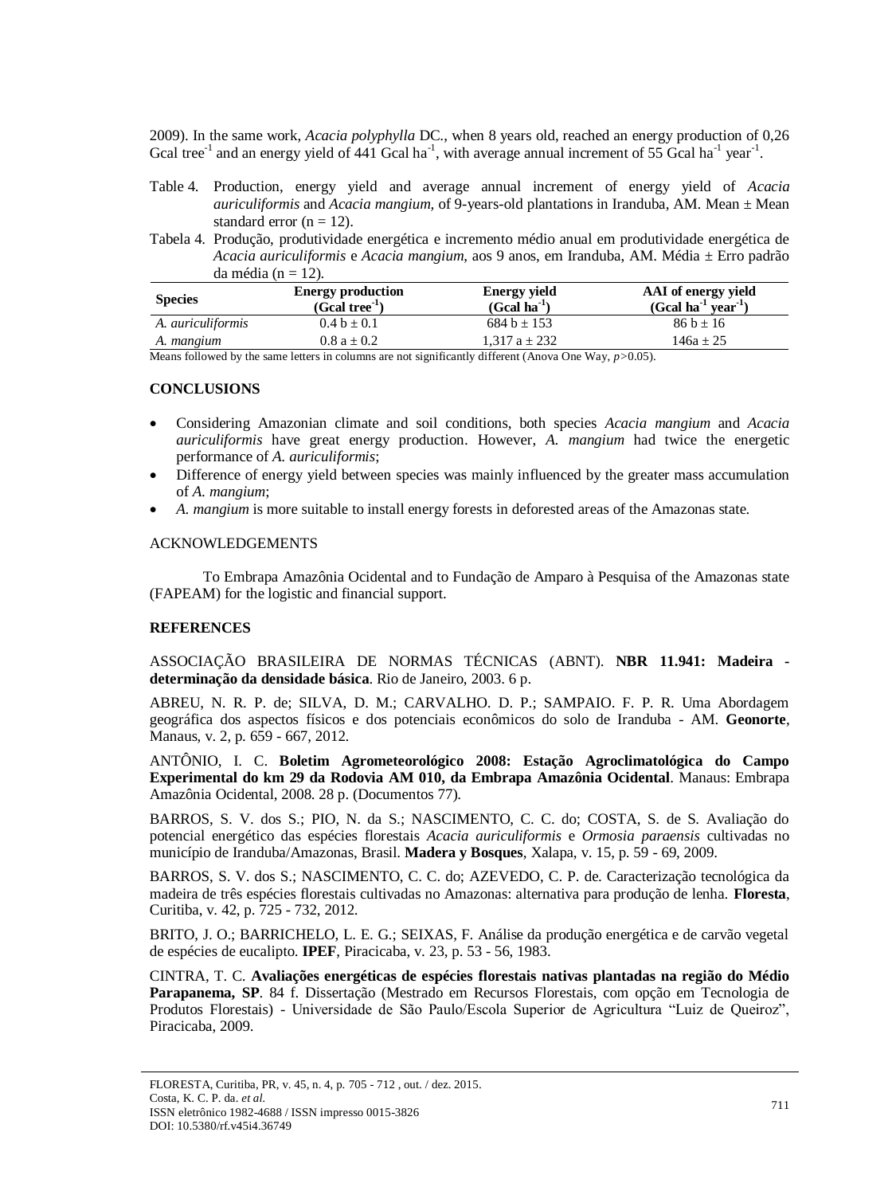2009). In the same work, *Acacia polyphylla* DC., when 8 years old, reached an energy production of 0,26 Gcal tree$^{-1}$ and an energy yield of 441 Gcal ha$^{-1}$, with average annual increment of 55 Gcal ha$^{-1}$ year$^{-1}$.

Table 4. Production, energy yield and average annual increment of energy yield of *Acacia auriculiformis* and *Acacia mangium*, of 9-years-old plantations in Iranduba, AM. Mean ± Mean standard error (n = 12).

Tabela 4. Produção, produtividade energética e incremento médio anual em produtividade energética de *Acacia auriculiformis* e *Acacia mangium*, aos 9 anos, em Iranduba, AM. Média ± Erro padrão da média (n = 12).

| Species | Energy production (Gcal tree$^{-1}$) | Energy yield (Gcal ha$^{-1}$) | AAI of energy yield (Gcal ha$^{-1}$ year$^{-1}$) |
|---|---|---|---|
| *A. auriculiformis* | 0.4 b ± 0.1 | 684 b ± 153 | 86 b ± 16 |
| *A. mangium* | 0.8 a ± 0.2 | 1,317 a ± 232 | 146a ± 25 |

Means followed by the same letters in columns are not significantly different (Anova One Way, $p$>0.05).

## CONCLUSIONS

- Considering Amazonian climate and soil conditions, both species *Acacia mangium* and *Acacia auriculiformis* have great energy production. However, *A. mangium* had twice the energetic performance of *A. auriculiformis*;
- Difference of energy yield between species was mainly influenced by the greater mass accumulation of *A. mangium*;
- *A. mangium* is more suitable to install energy forests in deforested areas of the Amazonas state.

## ACKNOWLEDGEMENTS

To Embrapa Amazônia Ocidental and to Fundação de Amparo à Pesquisa of the Amazonas state (FAPEAM) for the logistic and financial support.

## REFERENCES

ASSOCIAÇÃO BRASILEIRA DE NORMAS TÉCNICAS (ABNT). **NBR 11.941: Madeira - determinação da densidade básica**. Rio de Janeiro, 2003. 6 p.

ABREU, N. R. P. de; SILVA, D. M.; CARVALHO. D. P.; SAMPAIO. F. P. R. Uma Abordagem geográfica dos aspectos físicos e dos potenciais econômicos do solo de Iranduba - AM. **Geonorte**, Manaus, v. 2, p. 659 - 667, 2012.

ANTÔNIO, I. C. **Boletim Agrometeorológico 2008: Estação Agroclimatológica do Campo Experimental do km 29 da Rodovia AM 010, da Embrapa Amazônia Ocidental**. Manaus: Embrapa Amazônia Ocidental, 2008. 28 p. (Documentos 77).

BARROS, S. V. dos S.; PIO, N. da S.; NASCIMENTO, C. C. do; COSTA, S. de S. Avaliação do potencial energético das espécies florestais *Acacia auriculiformis* e *Ormosia paraensis* cultivadas no município de Iranduba/Amazonas, Brasil. **Madera y Bosques**, Xalapa, v. 15, p. 59 - 69, 2009.

BARROS, S. V. dos S.; NASCIMENTO, C. C. do; AZEVEDO, C. P. de. Caracterização tecnológica da madeira de três espécies florestais cultivadas no Amazonas: alternativa para produção de lenha. **Floresta**, Curitiba, v. 42, p. 725 - 732, 2012.

BRITO, J. O.; BARRICHELO, L. E. G.; SEIXAS, F. Análise da produção energética e de carvão vegetal de espécies de eucalipto. **IPEF**, Piracicaba, v. 23, p. 53 - 56, 1983.

CINTRA, T. C. **Avaliações energéticas de espécies florestais nativas plantadas na região do Médio Parapanema, SP**. 84 f. Dissertação (Mestrado em Recursos Florestais, com opção em Tecnologia de Produtos Florestais) - Universidade de São Paulo/Escola Superior de Agricultura "Luiz de Queiroz", Piracicaba, 2009.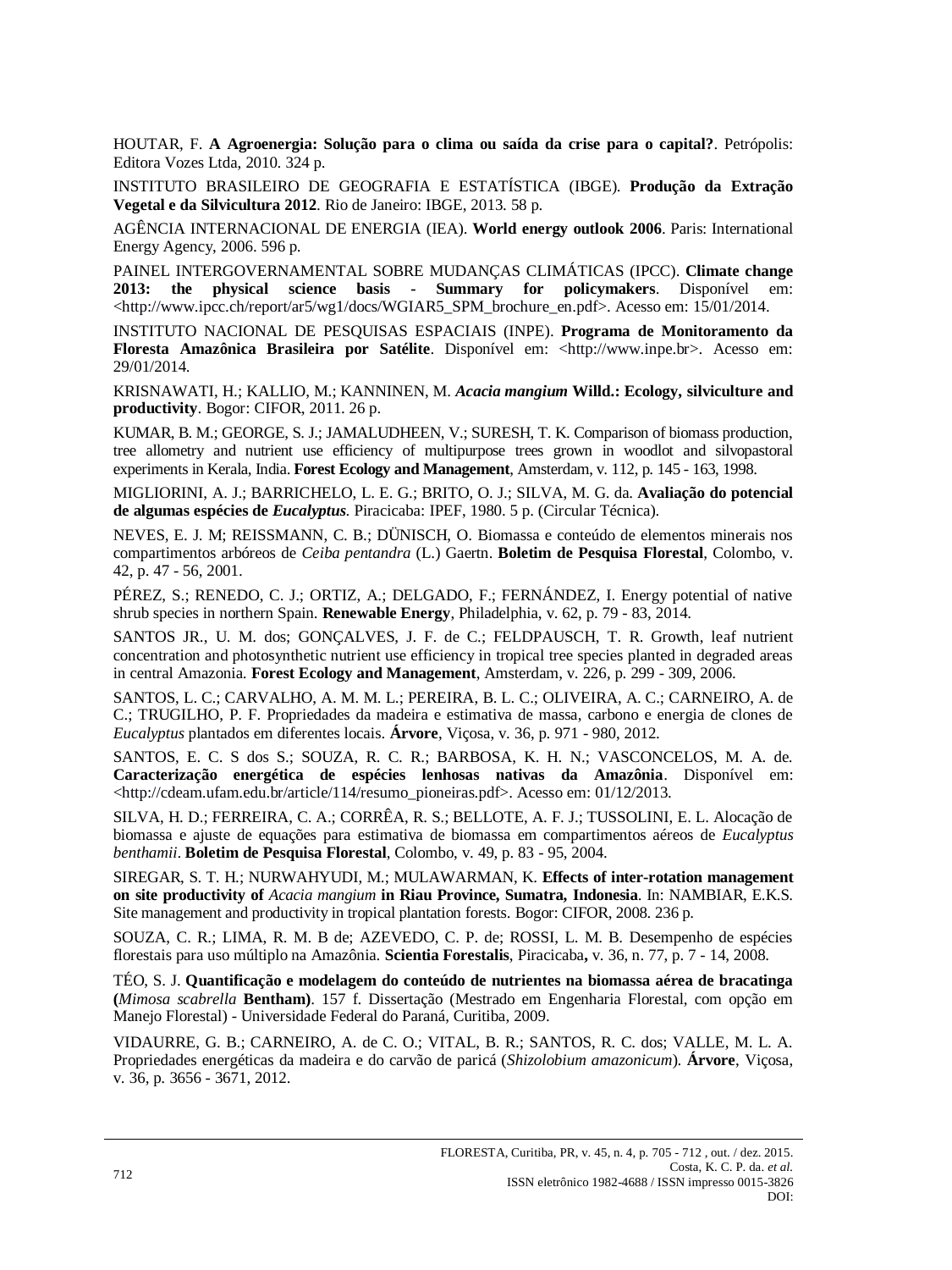HOUTAR, F. **A Agroenergia: Solução para o clima ou saída da crise para o capital?**. Petrópolis: Editora Vozes Ltda, 2010. 324 p.

INSTITUTO BRASILEIRO DE GEOGRAFIA E ESTATÍSTICA (IBGE). **Produção da Extração Vegetal e da Silvicultura 2012**. Rio de Janeiro: IBGE, 2013. 58 p.

AGÊNCIA INTERNACIONAL DE ENERGIA (IEA). **World energy outlook 2006**. Paris: International Energy Agency, 2006. 596 p.

PAINEL INTERGOVERNAMENTAL SOBRE MUDANÇAS CLIMÁTICAS (IPCC). **Climate change 2013: the physical science basis - Summary for policymakers**. Disponível em: <http://www.ipcc.ch/report/ar5/wg1/docs/WGIAR5_SPM_brochure_en.pdf>. Acesso em: 15/01/2014.

INSTITUTO NACIONAL DE PESQUISAS ESPACIAIS (INPE). **Programa de Monitoramento da Floresta Amazônica Brasileira por Satélite**. Disponível em: <http://www.inpe.br>. Acesso em: 29/01/2014.

KRISNAWATI, H.; KALLIO, M.; KANNINEN, M. ***Acacia mangium*** **Willd.: Ecology, silviculture and productivity**. Bogor: CIFOR, 2011. 26 p.

KUMAR, B. M.; GEORGE, S. J.; JAMALUDHEEN, V.; SURESH, T. K. Comparison of biomass production, tree allometry and nutrient use efficiency of multipurpose trees grown in woodlot and silvopastoral experiments in Kerala, India. **Forest Ecology and Management**, Amsterdam, v. 112, p. 145 - 163, 1998.

MIGLIORINI, A. J.; BARRICHELO, L. E. G.; BRITO, O. J.; SILVA, M. G. da. **Avaliação do potencial de algumas espécies de *Eucalyptus*.** Piracicaba: IPEF, 1980. 5 p. (Circular Técnica).

NEVES, E. J. M; REISSMANN, C. B.; DÜNISCH, O. Biomassa e conteúdo de elementos minerais nos compartimentos arbóreos de *Ceiba pentandra* (L.) Gaertn. **Boletim de Pesquisa Florestal**, Colombo, v. 42, p. 47 - 56, 2001.

PÉREZ, S.; RENEDO, C. J.; ORTIZ, A.; DELGADO, F.; FERNÁNDEZ, I. Energy potential of native shrub species in northern Spain. **Renewable Energy**, Philadelphia, v. 62, p. 79 - 83, 2014.

SANTOS JR., U. M. dos; GONÇALVES, J. F. de C.; FELDPAUSCH, T. R. Growth, leaf nutrient concentration and photosynthetic nutrient use efficiency in tropical tree species planted in degraded areas in central Amazonia. **Forest Ecology and Management**, Amsterdam, v. 226, p. 299 - 309, 2006.

SANTOS, L. C.; CARVALHO, A. M. M. L.; PEREIRA, B. L. C.; OLIVEIRA, A. C.; CARNEIRO, A. de C.; TRUGILHO, P. F. Propriedades da madeira e estimativa de massa, carbono e energia de clones de *Eucalyptus* plantados em diferentes locais. **Árvore**, Viçosa, v. 36, p. 971 - 980, 2012.

SANTOS, E. C. S dos S.; SOUZA, R. C. R.; BARBOSA, K. H. N.; VASCONCELOS, M. A. de. **Caracterização energética de espécies lenhosas nativas da Amazônia**. Disponível em: <http://cdeam.ufam.edu.br/article/114/resumo_pioneiras.pdf>. Acesso em: 01/12/2013.

SILVA, H. D.; FERREIRA, C. A.; CORRÊA, R. S.; BELLOTE, A. F. J.; TUSSOLINI, E. L. Alocação de biomassa e ajuste de equações para estimativa de biomassa em compartimentos aéreos de *Eucalyptus benthamii*. **Boletim de Pesquisa Florestal**, Colombo, v. 49, p. 83 - 95, 2004.

SIREGAR, S. T. H.; NURWAHYUDI, M.; MULAWARMAN, K. **Effects of inter-rotation management on site productivity of *Acacia mangium* in Riau Province, Sumatra, Indonesia**. In: NAMBIAR, E.K.S. Site management and productivity in tropical plantation forests. Bogor: CIFOR, 2008. 236 p.

SOUZA, C. R.; LIMA, R. M. B de; AZEVEDO, C. P. de; ROSSI, L. M. B. Desempenho de espécies florestais para uso múltiplo na Amazônia. **Scientia Forestalis**, Piracicaba**,** v. 36, n. 77, p. 7 - 14, 2008.

TÉO, S. J. **Quantificação e modelagem do conteúdo de nutrientes na biomassa aérea de bracatinga (*Mimosa scabrella* Bentham)**. 157 f. Dissertação (Mestrado em Engenharia Florestal, com opção em Manejo Florestal) - Universidade Federal do Paraná, Curitiba, 2009.

VIDAURRE, G. B.; CARNEIRO, A. de C. O.; VITAL, B. R.; SANTOS, R. C. dos; VALLE, M. L. A. Propriedades energéticas da madeira e do carvão de paricá (*Shizolobium amazonicum*). **Árvore**, Viçosa, v. 36, p. 3656 - 3671, 2012.